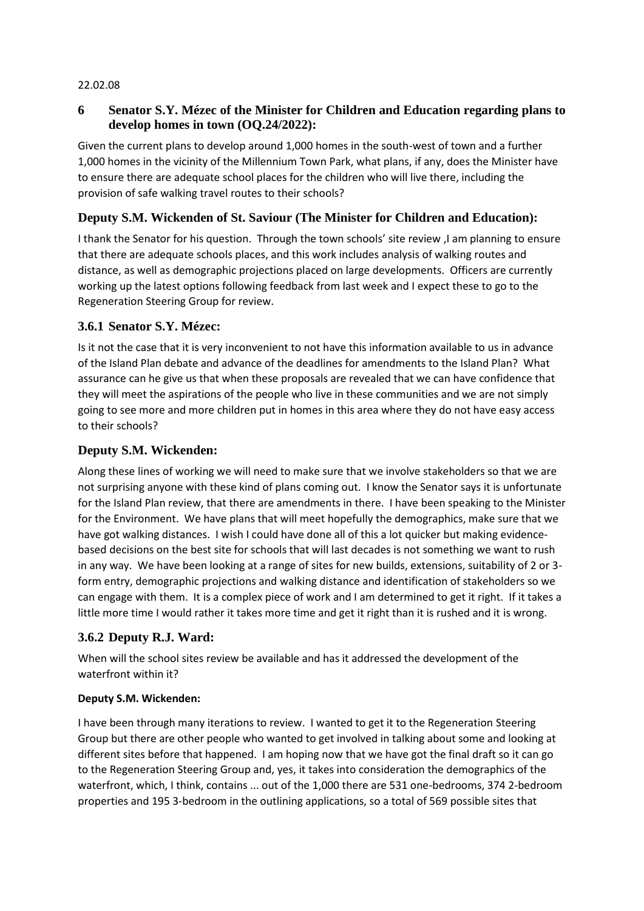22.02.08

## 6 Senator S.Y. Mézec of the Minister for Children and Education regarding plans to develop homes in town (OQ.24/2022):

Given the current plans to develop around 1,000 homes in the south-west of town and a further 1,000 homes in the vicinity of the Millennium Town Park, what plans, if any, does the Minister have to ensure there are adequate school places for the children who will live there, including the provision of safe walking travel routes to their schools?

### Deputy S.M. Wickenden of St. Saviour (The Minister for Children and Education):

I thank the Senator for his question. Through the town schools' site review ,I am planning to ensure that there are adequate schools places, and this work includes analysis of walking routes and distance, as well as demographic projections placed on large developments. Officers are currently working up the latest options following feedback from last week and I expect these to go to the Regeneration Steering Group for review.

### 3.6.1 Senator S.Y. Mézec:

Is it not the case that it is very inconvenient to not have this information available to us in advance of the Island Plan debate and advance of the deadlines for amendments to the Island Plan? What assurance can he give us that when these proposals are revealed that we can have confidence that they will meet the aspirations of the people who live in these communities and we are not simply going to see more and more children put in homes in this area where they do not have easy access to their schools?

### Deputy S.M. Wickenden:

Along these lines of working we will need to make sure that we involve stakeholders so that we are not surprising anyone with these kind of plans coming out. I know the Senator says it is unfortunate for the Island Plan review, that there are amendments in there. I have been speaking to the Minister for the Environment. We have plans that will meet hopefully the demographics, make sure that we have got walking distances. I wish I could have done all of this a lot quicker but making evidence-based decisions on the best site for schools that will last decades is not something we want to rush in any way. We have been looking at a range of sites for new builds, extensions, suitability of 2 or 3-form entry, demographic projections and walking distance and identification of stakeholders so we can engage with them. It is a complex piece of work and I am determined to get it right. If it takes a little more time I would rather it takes more time and get it right than it is rushed and it is wrong.

### 3.6.2 Deputy R.J. Ward:

When will the school sites review be available and has it addressed the development of the waterfront within it?

**Deputy S.M. Wickenden:**

I have been through many iterations to review. I wanted to get it to the Regeneration Steering Group but there are other people who wanted to get involved in talking about some and looking at different sites before that happened. I am hoping now that we have got the final draft so it can go to the Regeneration Steering Group and, yes, it takes into consideration the demographics of the waterfront, which, I think, contains ... out of the 1,000 there are 531 one-bedrooms, 374 2-bedroom properties and 195 3-bedroom in the outlining applications, so a total of 569 possible sites that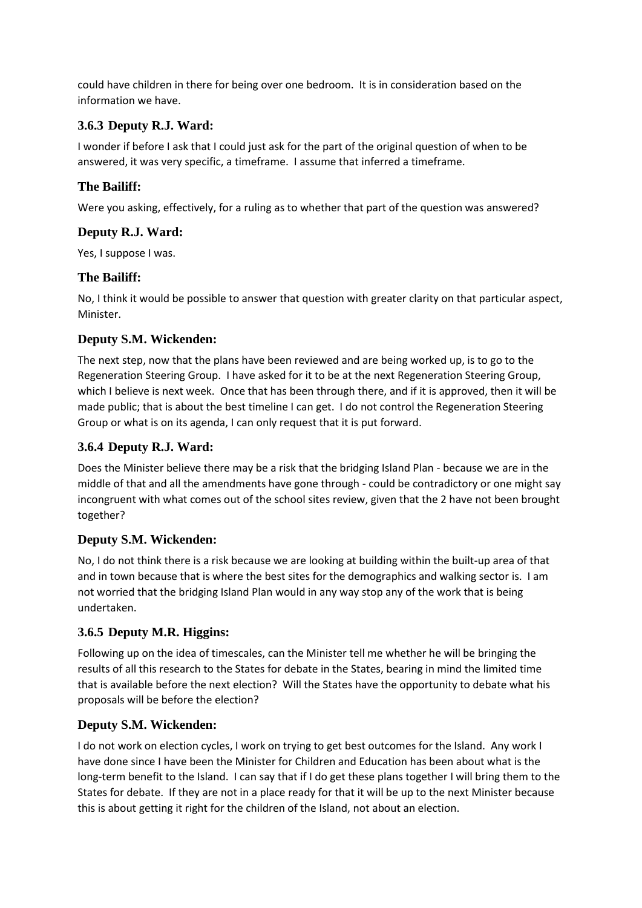could have children in there for being over one bedroom. It is in consideration based on the information we have.

### 3.6.3 Deputy R.J. Ward:

I wonder if before I ask that I could just ask for the part of the original question of when to be answered, it was very specific, a timeframe. I assume that inferred a timeframe.

### The Bailiff:

Were you asking, effectively, for a ruling as to whether that part of the question was answered?

### Deputy R.J. Ward:

Yes, I suppose I was.

### The Bailiff:

No, I think it would be possible to answer that question with greater clarity on that particular aspect, Minister.

### Deputy S.M. Wickenden:

The next step, now that the plans have been reviewed and are being worked up, is to go to the Regeneration Steering Group. I have asked for it to be at the next Regeneration Steering Group, which I believe is next week. Once that has been through there, and if it is approved, then it will be made public; that is about the best timeline I can get. I do not control the Regeneration Steering Group or what is on its agenda, I can only request that it is put forward.

### 3.6.4 Deputy R.J. Ward:

Does the Minister believe there may be a risk that the bridging Island Plan - because we are in the middle of that and all the amendments have gone through - could be contradictory or one might say incongruent with what comes out of the school sites review, given that the 2 have not been brought together?

### Deputy S.M. Wickenden:

No, I do not think there is a risk because we are looking at building within the built-up area of that and in town because that is where the best sites for the demographics and walking sector is. I am not worried that the bridging Island Plan would in any way stop any of the work that is being undertaken.

### 3.6.5 Deputy M.R. Higgins:

Following up on the idea of timescales, can the Minister tell me whether he will be bringing the results of all this research to the States for debate in the States, bearing in mind the limited time that is available before the next election? Will the States have the opportunity to debate what his proposals will be before the election?

### Deputy S.M. Wickenden:

I do not work on election cycles, I work on trying to get best outcomes for the Island. Any work I have done since I have been the Minister for Children and Education has been about what is the long-term benefit to the Island. I can say that if I do get these plans together I will bring them to the States for debate. If they are not in a place ready for that it will be up to the next Minister because this is about getting it right for the children of the Island, not about an election.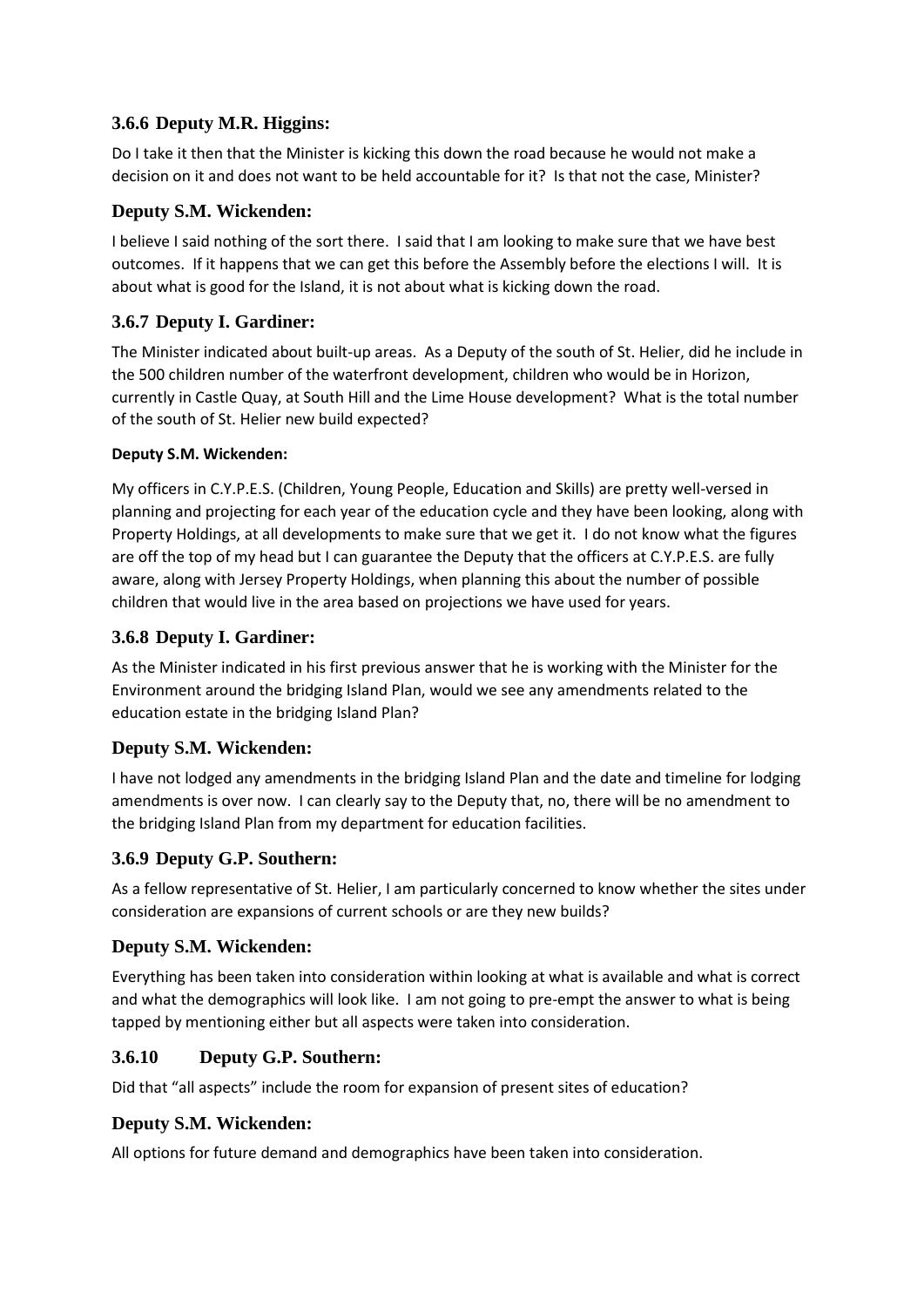### 3.6.6 Deputy M.R. Higgins:

Do I take it then that the Minister is kicking this down the road because he would not make a decision on it and does not want to be held accountable for it? Is that not the case, Minister?

### Deputy S.M. Wickenden:

I believe I said nothing of the sort there. I said that I am looking to make sure that we have best outcomes. If it happens that we can get this before the Assembly before the elections I will. It is about what is good for the Island, it is not about what is kicking down the road.

### 3.6.7 Deputy I. Gardiner:

The Minister indicated about built-up areas. As a Deputy of the south of St. Helier, did he include in the 500 children number of the waterfront development, children who would be in Horizon, currently in Castle Quay, at South Hill and the Lime House development? What is the total number of the south of St. Helier new build expected?

**Deputy S.M. Wickenden:**

My officers in C.Y.P.E.S. (Children, Young People, Education and Skills) are pretty well-versed in planning and projecting for each year of the education cycle and they have been looking, along with Property Holdings, at all developments to make sure that we get it. I do not know what the figures are off the top of my head but I can guarantee the Deputy that the officers at C.Y.P.E.S. are fully aware, along with Jersey Property Holdings, when planning this about the number of possible children that would live in the area based on projections we have used for years.

### 3.6.8 Deputy I. Gardiner:

As the Minister indicated in his first previous answer that he is working with the Minister for the Environment around the bridging Island Plan, would we see any amendments related to the education estate in the bridging Island Plan?

### Deputy S.M. Wickenden:

I have not lodged any amendments in the bridging Island Plan and the date and timeline for lodging amendments is over now. I can clearly say to the Deputy that, no, there will be no amendment to the bridging Island Plan from my department for education facilities.

### 3.6.9 Deputy G.P. Southern:

As a fellow representative of St. Helier, I am particularly concerned to know whether the sites under consideration are expansions of current schools or are they new builds?

### Deputy S.M. Wickenden:

Everything has been taken into consideration within looking at what is available and what is correct and what the demographics will look like. I am not going to pre-empt the answer to what is being tapped by mentioning either but all aspects were taken into consideration.

### 3.6.10 Deputy G.P. Southern:

Did that "all aspects" include the room for expansion of present sites of education?

### Deputy S.M. Wickenden:

All options for future demand and demographics have been taken into consideration.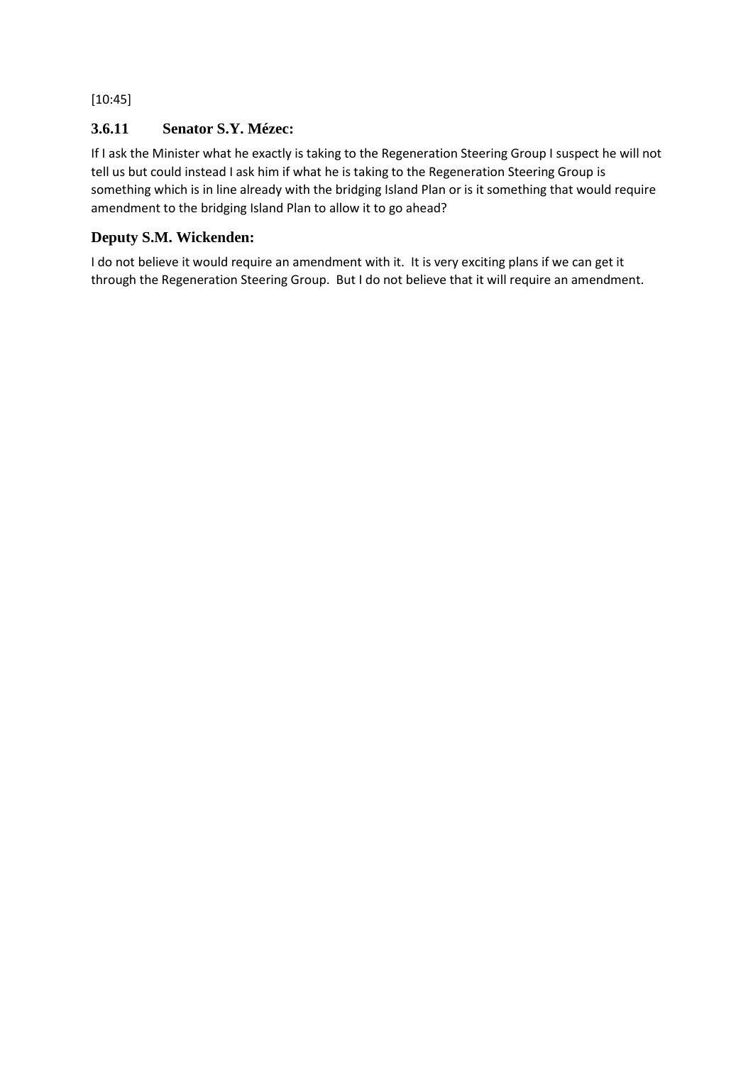[10:45]

### 3.6.11 Senator S.Y. Mézec:

If I ask the Minister what he exactly is taking to the Regeneration Steering Group I suspect he will not tell us but could instead I ask him if what he is taking to the Regeneration Steering Group is something which is in line already with the bridging Island Plan or is it something that would require amendment to the bridging Island Plan to allow it to go ahead?

### Deputy S.M. Wickenden:

I do not believe it would require an amendment with it. It is very exciting plans if we can get it through the Regeneration Steering Group. But I do not believe that it will require an amendment.